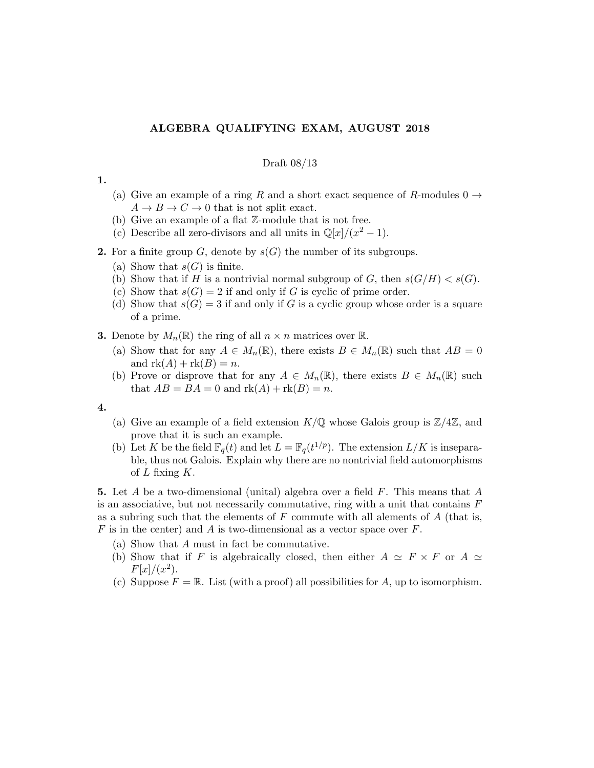# ALGEBRA QUALIFYING EXAM, AUGUST 2018

Draft 08/13

**1.**

(a) Give an example of a ring $R$ and a short exact sequence of $R$-modules $0 \to A \to B \to C \to 0$ that is not split exact.

(b) Give an example of a flat $\mathbb{Z}$-module that is not free.

(c) Describe all zero-divisors and all units in $\mathbb{Q}[x]/(x^2 - 1)$.

**2.** For a finite group $G$, denote by $s(G)$ the number of its subgroups.

(a) Show that $s(G)$ is finite.

(b) Show that if $H$ is a nontrivial normal subgroup of $G$, then $s(G/H) < s(G)$.

(c) Show that $s(G) = 2$ if and only if $G$ is cyclic of prime order.

(d) Show that $s(G) = 3$ if and only if $G$ is a cyclic group whose order is a square of a prime.

**3.** Denote by $M_n(\mathbb{R})$ the ring of all $n \times n$ matrices over $\mathbb{R}$.

(a) Show that for any $A \in M_n(\mathbb{R})$, there exists $B \in M_n(\mathbb{R})$ such that $AB = 0$ and $\mathrm{rk}(A) + \mathrm{rk}(B) = n$.

(b) Prove or disprove that for any $A \in M_n(\mathbb{R})$, there exists $B \in M_n(\mathbb{R})$ such that $AB = BA = 0$ and $\mathrm{rk}(A) + \mathrm{rk}(B) = n$.

**4.**

(a) Give an example of a field extension $K/\mathbb{Q}$ whose Galois group is $\mathbb{Z}/4\mathbb{Z}$, and prove that it is such an example.

(b) Let $K$ be the field $\mathbb{F}_q(t)$ and let $L = \mathbb{F}_q(t^{1/p})$. The extension $L/K$ is inseparable, thus not Galois. Explain why there are no nontrivial field automorphisms of $L$ fixing $K$.

**5.** Let $A$ be a two-dimensional (unital) algebra over a field $F$. This means that $A$ is an associative, but not necessarily commutative, ring with a unit that contains $F$ as a subring such that the elements of $F$ commute with all alements of $A$ (that is, $F$ is in the center) and $A$ is two-dimensional as a vector space over $F$.

(a) Show that $A$ must in fact be commutative.

(b) Show that if $F$ is algebraically closed, then either $A \simeq F \times F$ or $A \simeq F[x]/(x^2)$.

(c) Suppose $F = \mathbb{R}$. List (with a proof) all possibilities for $A$, up to isomorphism.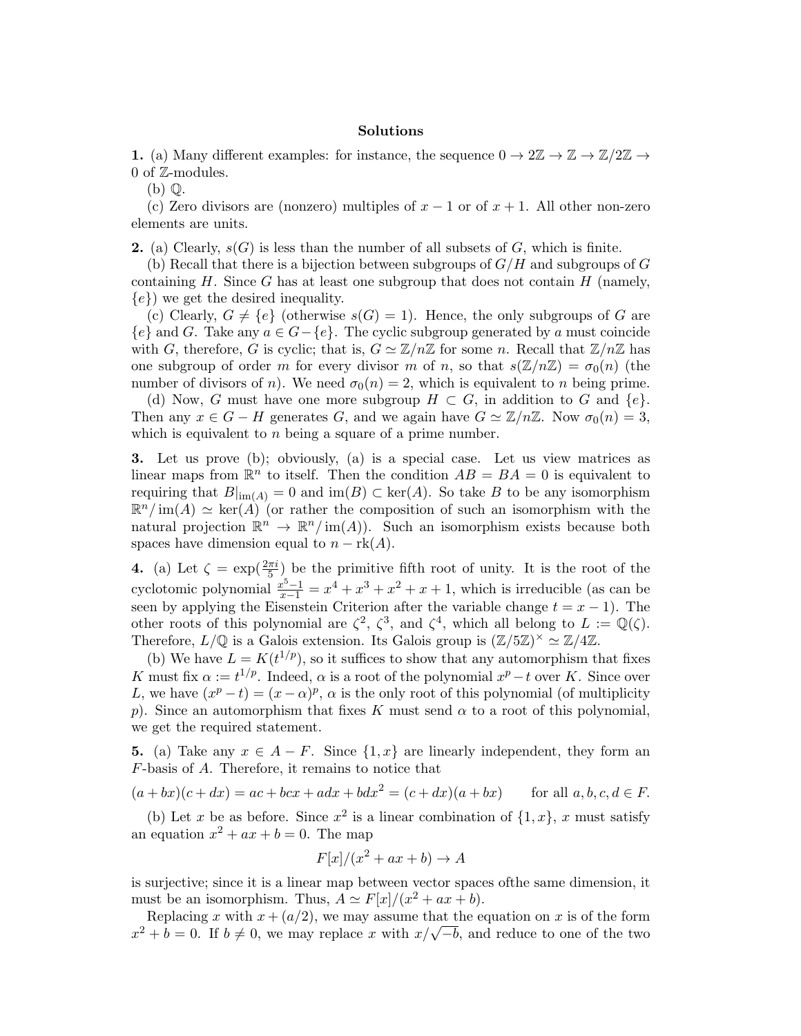**Solutions**

**1.** (a) Many different examples: for instance, the sequence $0 \to 2\mathbb{Z} \to \mathbb{Z} \to \mathbb{Z}/2\mathbb{Z} \to 0$ of $\mathbb{Z}$-modules.

(b) $\mathbb{Q}$.

(c) Zero divisors are (nonzero) multiples of $x-1$ or of $x+1$. All other non-zero elements are units.

**2.** (a) Clearly, $s(G)$ is less than the number of all subsets of $G$, which is finite.

(b) Recall that there is a bijection between subgroups of $G/H$ and subgroups of $G$ containing $H$. Since $G$ has at least one subgroup that does not contain $H$ (namely, $\{e\}$) we get the desired inequality.

(c) Clearly, $G \neq \{e\}$ (otherwise $s(G) = 1$). Hence, the only subgroups of $G$ are $\{e\}$ and $G$. Take any $a \in G - \{e\}$. The cyclic subgroup generated by $a$ must coincide with $G$, therefore, $G$ is cyclic; that is, $G \simeq \mathbb{Z}/n\mathbb{Z}$ for some $n$. Recall that $\mathbb{Z}/n\mathbb{Z}$ has one subgroup of order $m$ for every divisor $m$ of $n$, so that $s(\mathbb{Z}/n\mathbb{Z}) = \sigma_0(n)$ (the number of divisors of $n$). We need $\sigma_0(n) = 2$, which is equivalent to $n$ being prime.

(d) Now, $G$ must have one more subgroup $H \subset G$, in addition to $G$ and $\{e\}$. Then any $x \in G - H$ generates $G$, and we again have $G \simeq \mathbb{Z}/n\mathbb{Z}$. Now $\sigma_0(n) = 3$, which is equivalent to $n$ being a square of a prime number.

**3.** Let us prove (b); obviously, (a) is a special case. Let us view matrices as linear maps from $\mathbb{R}^n$ to itself. Then the condition $AB = BA = 0$ is equivalent to requiring that $B|_{\mathrm{im}(A)} = 0$ and $\mathrm{im}(B) \subset \ker(A)$. So take $B$ to be any isomorphism $\mathbb{R}^n/\mathrm{im}(A) \simeq \ker(A)$ (or rather the composition of such an isomorphism with the natural projection $\mathbb{R}^n \to \mathbb{R}^n/\mathrm{im}(A)$). Such an isomorphism exists because both spaces have dimension equal to $n - \mathrm{rk}(A)$.

**4.** (a) Let $\zeta = \exp(\frac{2\pi i}{5})$ be the primitive fifth root of unity. It is the root of the cyclotomic polynomial $\frac{x^5-1}{x-1} = x^4 + x^3 + x^2 + x + 1$, which is irreducible (as can be seen by applying the Eisenstein Criterion after the variable change $t = x - 1$). The other roots of this polynomial are $\zeta^2$, $\zeta^3$, and $\zeta^4$, which all belong to $L := \mathbb{Q}(\zeta)$. Therefore, $L/\mathbb{Q}$ is a Galois extension. Its Galois group is $(\mathbb{Z}/5\mathbb{Z})^\times \simeq \mathbb{Z}/4\mathbb{Z}$.

(b) We have $L = K(t^{1/p})$, so it suffices to show that any automorphism that fixes $K$ must fix $\alpha := t^{1/p}$. Indeed, $\alpha$ is a root of the polynomial $x^p - t$ over $K$. Since over $L$, we have $(x^p - t) = (x - \alpha)^p$, $\alpha$ is the only root of this polynomial (of multiplicity $p$). Since an automorphism that fixes $K$ must send $\alpha$ to a root of this polynomial, we get the required statement.

**5.** (a) Take any $x \in A - F$. Since $\{1, x\}$ are linearly independent, they form an $F$-basis of $A$. Therefore, it remains to notice that

$$(a + bx)(c + dx) = ac + bcx + adx + bdx^2 = (c + dx)(a + bx) \qquad \text{for all } a, b, c, d \in F.$$

(b) Let $x$ be as before. Since $x^2$ is a linear combination of $\{1, x\}$, $x$ must satisfy an equation $x^2 + ax + b = 0$. The map

$$F[x]/(x^2 + ax + b) \to A$$

is surjective; since it is a linear map between vector spaces ofthe same dimension, it must be an isomorphism. Thus, $A \simeq F[x]/(x^2 + ax + b)$.

Replacing $x$ with $x + (a/2)$, we may assume that the equation on $x$ is of the form $x^2 + b = 0$. If $b \neq 0$, we may replace $x$ with $x/\sqrt{-b}$, and reduce to one of the two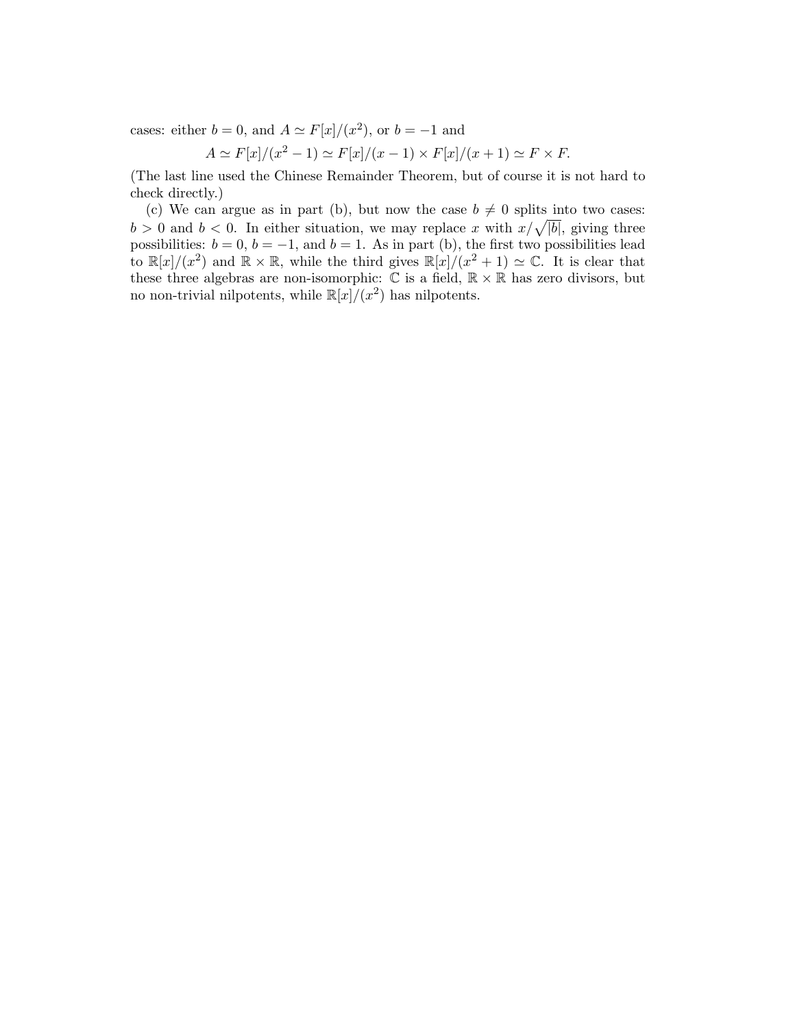cases: either $b = 0$, and $A \simeq F[x]/(x^2)$, or $b = -1$ and

$$A \simeq F[x]/(x^2 - 1) \simeq F[x]/(x-1) \times F[x]/(x+1) \simeq F \times F.$$

(The last line used the Chinese Remainder Theorem, but of course it is not hard to check directly.)

(c) We can argue as in part (b), but now the case $b \neq 0$ splits into two cases: $b > 0$ and $b < 0$. In either situation, we may replace $x$ with $x/\sqrt{|b|}$, giving three possibilities: $b = 0$, $b = -1$, and $b = 1$. As in part (b), the first two possibilities lead to $\mathbb{R}[x]/(x^2)$ and $\mathbb{R} \times \mathbb{R}$, while the third gives $\mathbb{R}[x]/(x^2 + 1) \simeq \mathbb{C}$. It is clear that these three algebras are non-isomorphic: $\mathbb{C}$ is a field, $\mathbb{R} \times \mathbb{R}$ has zero divisors, but no non-trivial nilpotents, while $\mathbb{R}[x]/(x^2)$ has nilpotents.